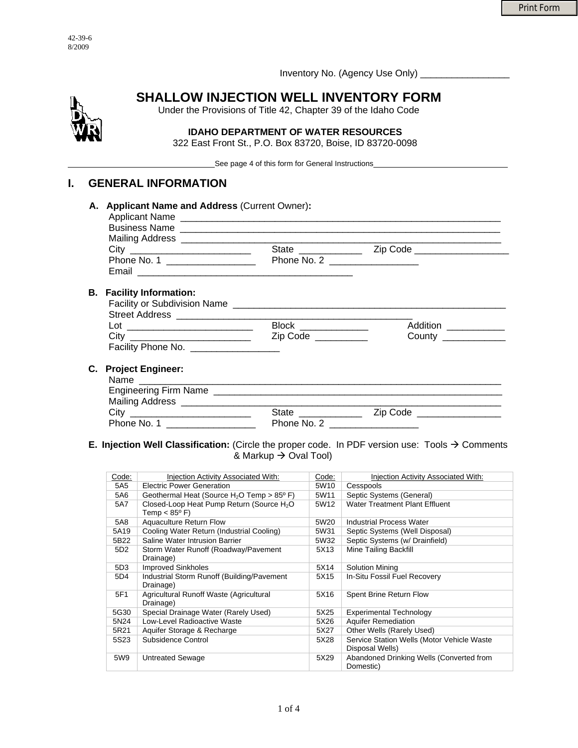42-39-6
8/2009

Inventory No. (Agency Use Only) _________________

# SHALLOW INJECTION WELL INVENTORY FORM

Under the Provisions of Title 42, Chapter 39 of the Idaho Code

**IDAHO DEPARTMENT OF WATER RESOURCES**
322 East Front St., P.O. Box 83720, Boise, ID 83720-0098

See page 4 of this form for General Instructions

## I. GENERAL INFORMATION

**A. Applicant Name and Address** (Current Owner)**:**

Applicant Name ________________________________________________________________
Business Name ________________________________________________________________
Mailing Address ________________________________________________________________
City ______________________ State ___________ Zip Code _________________
Phone No. 1 ________________ Phone No. 2 ________________
Email ________________________________________

**B. Facility Information:**

Facility or Subdivision Name ____________________________________________________
Street Address ___________________________________________
Lot _______________________ Block ____________ Addition __________
City ______________________ Zip Code _________ County ___________
Facility Phone No. ________________

**C. Project Engineer:**

Name _____________________________________________________________________
Engineering Firm Name ______________________________________________________
Mailing Address ____________________________________________________________
City ______________________ State ___________ Zip Code _______________
Phone No. 1 ________________ Phone No. 2 ________________

**E. Injection Well Classification:** (Circle the proper code. In PDF version use: Tools → Comments & Markup → Oval Tool)

| Code: | Injection Activity Associated With: | Code: | Injection Activity Associated With: |
|---|---|---|---|
| 5A5 | Electric Power Generation | 5W10 | Cesspools |
| 5A6 | Geothermal Heat (Source $H_2O$ Temp > 85º F) | 5W11 | Septic Systems (General) |
| 5A7 | Closed-Loop Heat Pump Return (Source $H_2O$ Temp < 85º F) | 5W12 | Water Treatment Plant Effluent |
| 5A8 | Aquaculture Return Flow | 5W20 | Industrial Process Water |
| 5A19 | Cooling Water Return (Industrial Cooling) | 5W31 | Septic Systems (Well Disposal) |
| 5B22 | Saline Water Intrusion Barrier | 5W32 | Septic Systems (w/ Drainfield) |
| 5D2 | Storm Water Runoff (Roadway/Pavement Drainage) | 5X13 | Mine Tailing Backfill |
| 5D3 | Improved Sinkholes | 5X14 | Solution Mining |
| 5D4 | Industrial Storm Runoff (Building/Pavement Drainage) | 5X15 | In-Situ Fossil Fuel Recovery |
| 5F1 | Agricultural Runoff Waste (Agricultural Drainage) | 5X16 | Spent Brine Return Flow |
| 5G30 | Special Drainage Water (Rarely Used) | 5X25 | Experimental Technology |
| 5N24 | Low-Level Radioactive Waste | 5X26 | Aquifer Remediation |
| 5R21 | Aquifer Storage & Recharge | 5X27 | Other Wells (Rarely Used) |
| 5S23 | Subsidence Control | 5X28 | Service Station Wells (Motor Vehicle Waste Disposal Wells) |
| 5W9 | Untreated Sewage | 5X29 | Abandoned Drinking Wells (Converted from Domestic) |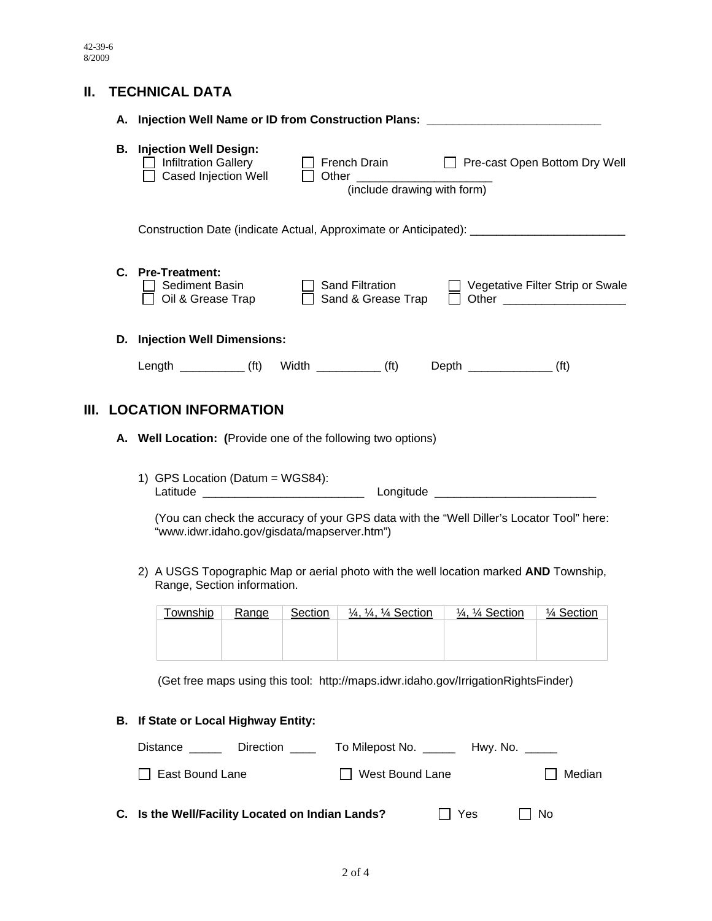## II. TECHNICAL DATA

**A. Injection Well Name or ID from Construction Plans:** ___________________________

**B. Injection Well Design:**

☐ Infiltration Gallery ☐ French Drain ☐ Pre-cast Open Bottom Dry Well
☐ Cased Injection Well ☐ Other ____________________ (include drawing with form)

Construction Date (indicate Actual, Approximate or Anticipated): ________________________

**C. Pre-Treatment:**

☐ Sediment Basin ☐ Sand Filtration ☐ Vegetative Filter Strip or Swale
☐ Oil & Grease Trap ☐ Sand & Grease Trap ☐ Other __________________

**D. Injection Well Dimensions:**

Length __________ (ft) Width __________ (ft) Depth _____________ (ft)

## III. LOCATION INFORMATION

**A. Well Location: (**Provide one of the following two options)

1) GPS Location (Datum = WGS84):
Latitude _________________________ Longitude _________________________

(You can check the accuracy of your GPS data with the "Well Diller's Locator Tool" here: "www.idwr.idaho.gov/gisdata/mapserver.htm")

2) A USGS Topographic Map or aerial photo with the well location marked **AND** Township, Range, Section information.

| Township | Range | Section | ¼, ¼, ¼ Section | ¼, ¼ Section | ¼ Section |
|---|---|---|---|---|---|
| | | | | | |

(Get free maps using this tool: http://maps.idwr.idaho.gov/IrrigationRightsFinder)

**B. If State or Local Highway Entity:**

Distance _____ Direction ____ To Milepost No. _____ Hwy. No. _____

☐ East Bound Lane ☐ West Bound Lane ☐ Median

**C. Is the Well/Facility Located on Indian Lands?** ☐ Yes ☐ No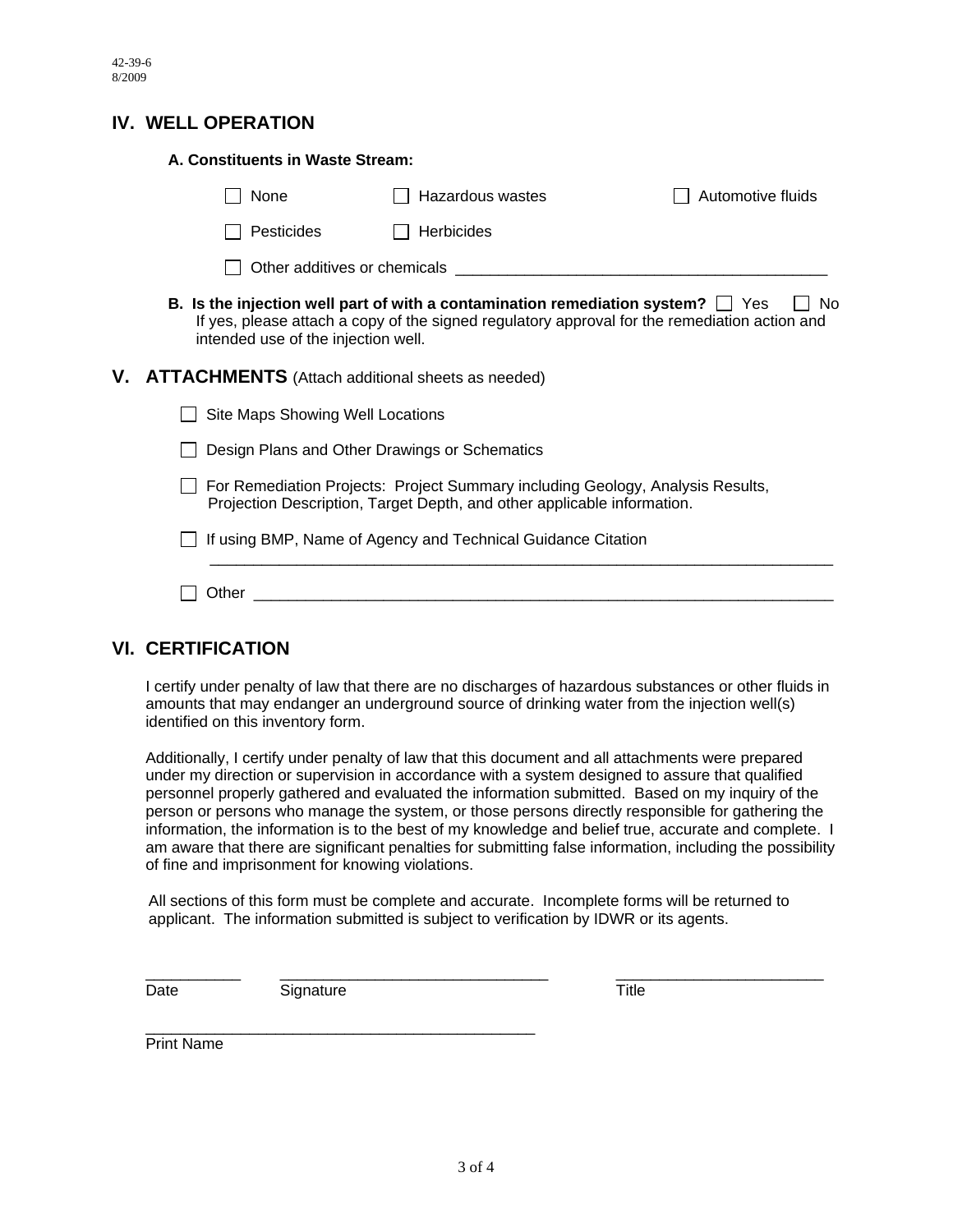## IV. WELL OPERATION

### A. Constituents in Waste Stream:

☐ None ☐ Hazardous wastes ☐ Automotive fluids

☐ Pesticides ☐ Herbicides

☐ Other additives or chemicals ________________________________________

**B. Is the injection well part of with a contamination remediation system?** ☐ Yes ☐ No
If yes, please attach a copy of the signed regulatory approval for the remediation action and intended use of the injection well.

## V. ATTACHMENTS (Attach additional sheets as needed)

☐ Site Maps Showing Well Locations

☐ Design Plans and Other Drawings or Schematics

☐ For Remediation Projects: Project Summary including Geology, Analysis Results, Projection Description, Target Depth, and other applicable information.

☐ If using BMP, Name of Agency and Technical Guidance Citation
________________________________________________________________________

☐ Other ________________________________________________________________

## VI. CERTIFICATION

I certify under penalty of law that there are no discharges of hazardous substances or other fluids in amounts that may endanger an underground source of drinking water from the injection well(s) identified on this inventory form.

Additionally, I certify under penalty of law that this document and all attachments were prepared under my direction or supervision in accordance with a system designed to assure that qualified personnel properly gathered and evaluated the information submitted. Based on my inquiry of the person or persons who manage the system, or those persons directly responsible for gathering the information, the information is to the best of my knowledge and belief true, accurate and complete. I am aware that there are significant penalties for submitting false information, including the possibility of fine and imprisonment for knowing violations.

All sections of this form must be complete and accurate. Incomplete forms will be returned to applicant. The information submitted is subject to verification by IDWR or its agents.

___________ ________________________________ ________________________
Date Signature Title

______________________________________________
Print Name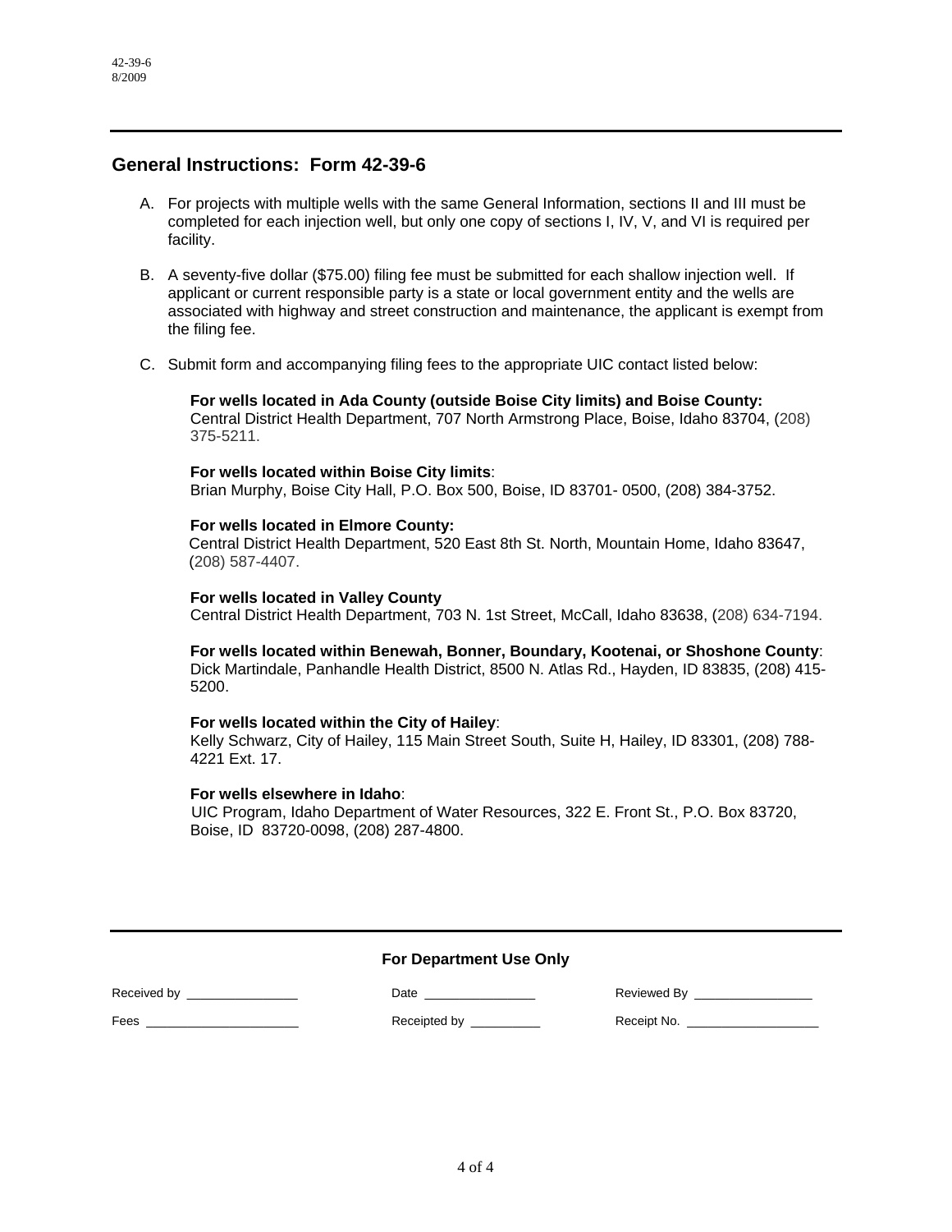## General Instructions: Form 42-39-6

A. For projects with multiple wells with the same General Information, sections II and III must be completed for each injection well, but only one copy of sections I, IV, V, and VI is required per facility.

B. A seventy-five dollar ($75.00) filing fee must be submitted for each shallow injection well. If applicant or current responsible party is a state or local government entity and the wells are associated with highway and street construction and maintenance, the applicant is exempt from the filing fee.

C. Submit form and accompanying filing fees to the appropriate UIC contact listed below:

**For wells located in Ada County (outside Boise City limits) and Boise County:**
Central District Health Department, 707 North Armstrong Place, Boise, Idaho 83704, (208) 375-5211.

**For wells located within Boise City limits**:
Brian Murphy, Boise City Hall, P.O. Box 500, Boise, ID 83701- 0500, (208) 384-3752.

**For wells located in Elmore County:**
Central District Health Department, 520 East 8th St. North, Mountain Home, Idaho 83647, (208) 587-4407.

**For wells located in Valley County**
Central District Health Department, 703 N. 1st Street, McCall, Idaho 83638, (208) 634-7194.

**For wells located within Benewah, Bonner, Boundary, Kootenai, or Shoshone County**:
Dick Martindale, Panhandle Health District, 8500 N. Atlas Rd., Hayden, ID 83835, (208) 415-5200.

**For wells located within the City of Hailey**:
Kelly Schwarz, City of Hailey, 115 Main Street South, Suite H, Hailey, ID 83301, (208) 788-4221 Ext. 17.

**For wells elsewhere in Idaho**:
UIC Program, Idaho Department of Water Resources, 322 E. Front St., P.O. Box 83720, Boise, ID 83720-0098, (208) 287-4800.

---

**For Department Use Only**

Received by \_\_\_\_\_\_\_\_\_\_ Date \_\_\_\_\_\_\_\_\_\_ Reviewed By \_\_\_\_\_\_\_\_\_\_

Fees \_\_\_\_\_\_\_\_\_\_ Receipted by \_\_\_\_\_\_\_\_\_\_ Receipt No. \_\_\_\_\_\_\_\_\_\_